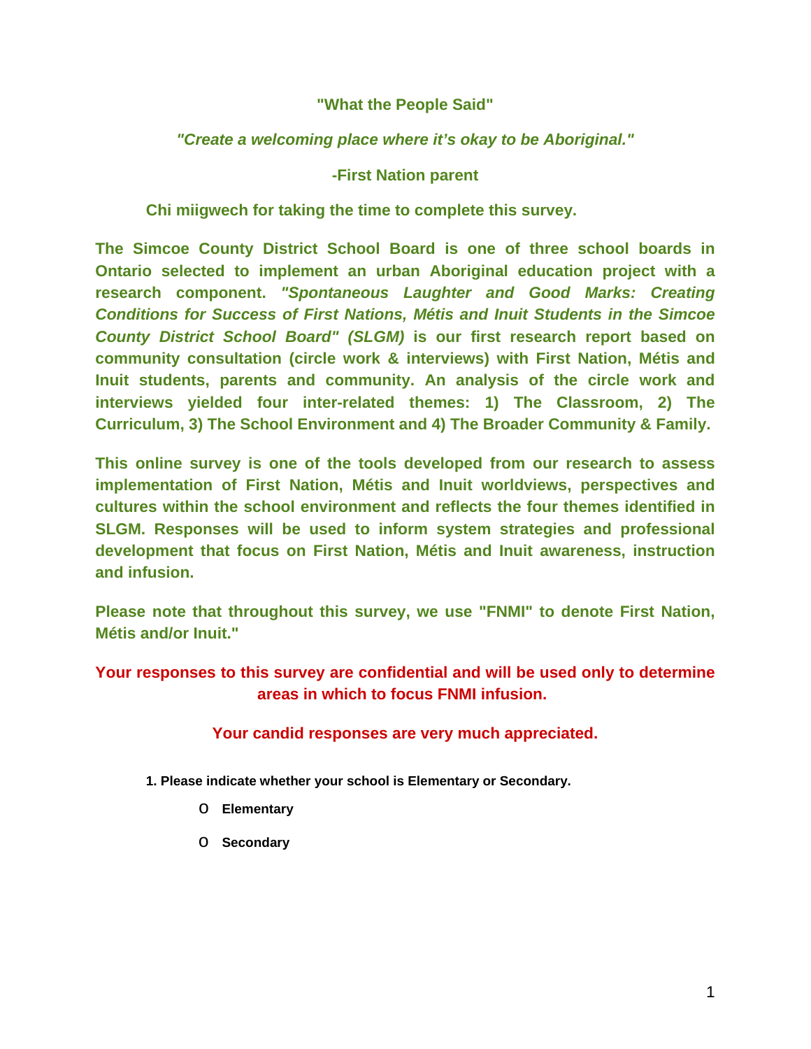**"What the People Said"**

***"Create a welcoming place where it's okay to be Aboriginal."***

**-First Nation parent**

**Chi miigwech for taking the time to complete this survey.**

**The Simcoe County District School Board is one of three school boards in Ontario selected to implement an urban Aboriginal education project with a research component. *"Spontaneous Laughter and Good Marks: Creating Conditions for Success of First Nations, Métis and Inuit Students in the Simcoe County District School Board" (SLGM)* is our first research report based on community consultation (circle work & interviews) with First Nation, Métis and Inuit students, parents and community. An analysis of the circle work and interviews yielded four inter-related themes: 1) The Classroom, 2) The Curriculum, 3) The School Environment and 4) The Broader Community & Family.**

**This online survey is one of the tools developed from our research to assess implementation of First Nation, Métis and Inuit worldviews, perspectives and cultures within the school environment and reflects the four themes identified in SLGM. Responses will be used to inform system strategies and professional development that focus on First Nation, Métis and Inuit awareness, instruction and infusion.**

**Please note that throughout this survey, we use "FNMI" to denote First Nation, Métis and/or Inuit."**

**Your responses to this survey are confidential and will be used only to determine areas in which to focus FNMI infusion.**

**Your candid responses are very much appreciated.**

**1. Please indicate whether your school is Elementary or Secondary.**

- O **Elementary**
- O **Secondary**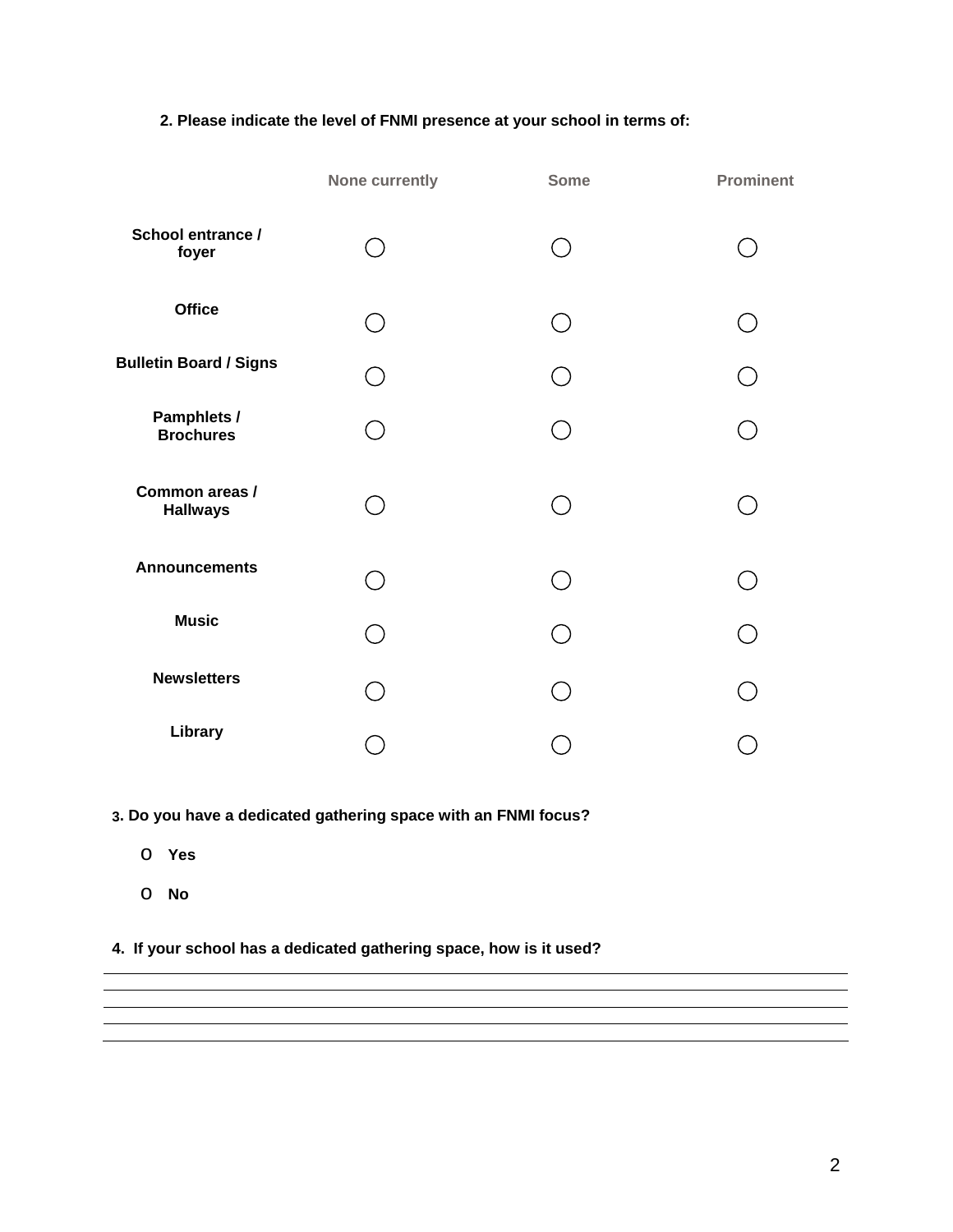**2. Please indicate the level of FNMI presence at your school in terms of:**

| | None currently | Some | Prominent |
|---|---|---|---|
| **School entrance / foyer** | ◯ | ◯ | ◯ |
| **Office** | ◯ | ◯ | ◯ |
| **Bulletin Board / Signs** | ◯ | ◯ | ◯ |
| **Pamphlets / Brochures** | ◯ | ◯ | ◯ |
| **Common areas / Hallways** | ◯ | ◯ | ◯ |
| **Announcements** | ◯ | ◯ | ◯ |
| **Music** | ◯ | ◯ | ◯ |
| **Newsletters** | ◯ | ◯ | ◯ |
| **Library** | ◯ | ◯ | ◯ |

**3. Do you have a dedicated gathering space with an FNMI focus?**

O **Yes**

O **No**

**4. If your school has a dedicated gathering space, how is it used?**

______________________________________________________________________

______________________________________________________________________

______________________________________________________________________

______________________________________________________________________

______________________________________________________________________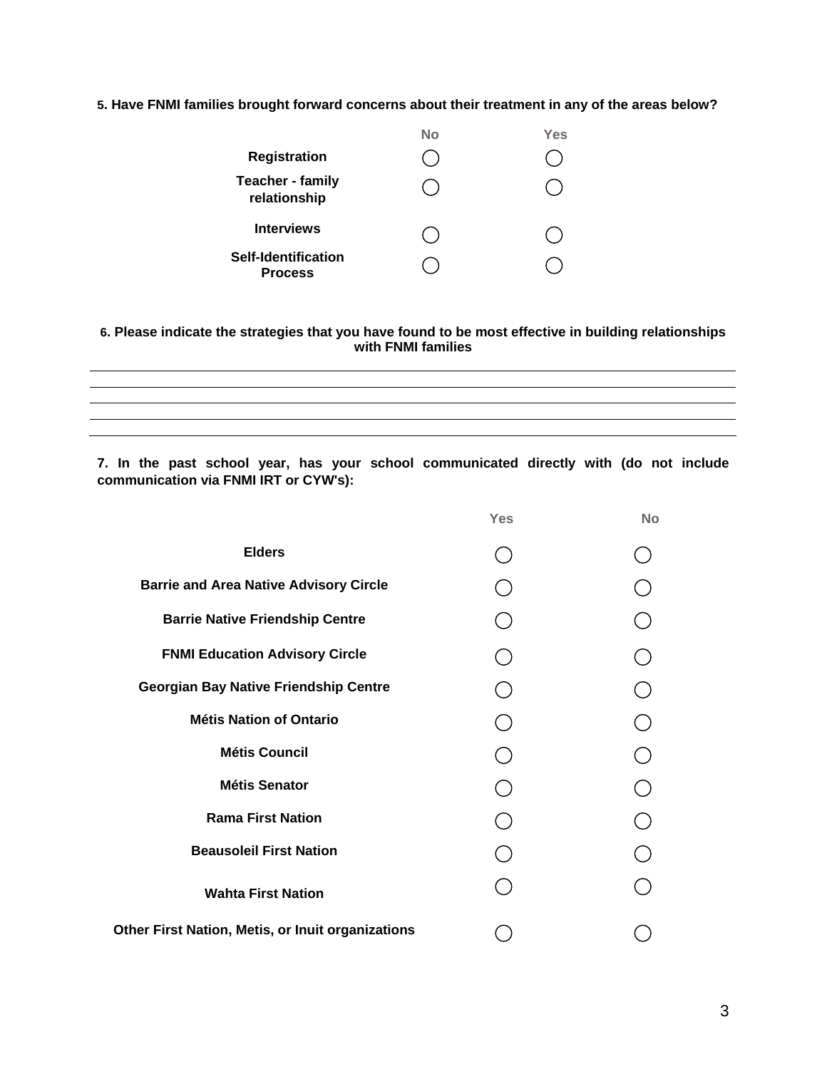**5. Have FNMI families brought forward concerns about their treatment in any of the areas below?**

| | No | Yes |
|---|---|---|
| **Registration** | ◯ | ◯ |
| **Teacher - family relationship** | ◯ | ◯ |
| **Interviews** | ◯ | ◯ |
| **Self-Identification Process** | ◯ | ◯ |

**6. Please indicate the strategies that you have found to be most effective in building relationships with FNMI families**

\_\_\_\_\_\_\_\_\_\_\_\_\_\_\_\_\_\_\_\_\_\_\_\_\_\_\_\_\_\_\_\_\_\_\_\_\_\_\_\_\_\_\_\_\_\_\_\_\_\_\_\_\_\_\_\_\_\_\_\_\_\_\_\_\_\_\_\_\_\_\_\_\_\_\_\_\_\_

\_\_\_\_\_\_\_\_\_\_\_\_\_\_\_\_\_\_\_\_\_\_\_\_\_\_\_\_\_\_\_\_\_\_\_\_\_\_\_\_\_\_\_\_\_\_\_\_\_\_\_\_\_\_\_\_\_\_\_\_\_\_\_\_\_\_\_\_\_\_\_\_\_\_\_\_\_\_

\_\_\_\_\_\_\_\_\_\_\_\_\_\_\_\_\_\_\_\_\_\_\_\_\_\_\_\_\_\_\_\_\_\_\_\_\_\_\_\_\_\_\_\_\_\_\_\_\_\_\_\_\_\_\_\_\_\_\_\_\_\_\_\_\_\_\_\_\_\_\_\_\_\_\_\_\_\_

\_\_\_\_\_\_\_\_\_\_\_\_\_\_\_\_\_\_\_\_\_\_\_\_\_\_\_\_\_\_\_\_\_\_\_\_\_\_\_\_\_\_\_\_\_\_\_\_\_\_\_\_\_\_\_\_\_\_\_\_\_\_\_\_\_\_\_\_\_\_\_\_\_\_\_\_\_\_

\_\_\_\_\_\_\_\_\_\_\_\_\_\_\_\_\_\_\_\_\_\_\_\_\_\_\_\_\_\_\_\_\_\_\_\_\_\_\_\_\_\_\_\_\_\_\_\_\_\_\_\_\_\_\_\_\_\_\_\_\_\_\_\_\_\_\_\_\_\_\_\_\_\_\_\_\_\_

**7. In the past school year, has your school communicated directly with (do not include communication via FNMI IRT or CYW's):**

| | Yes | No |
|---|---|---|
| **Elders** | ◯ | ◯ |
| **Barrie and Area Native Advisory Circle** | ◯ | ◯ |
| **Barrie Native Friendship Centre** | ◯ | ◯ |
| **FNMI Education Advisory Circle** | ◯ | ◯ |
| **Georgian Bay Native Friendship Centre** | ◯ | ◯ |
| **Métis Nation of Ontario** | ◯ | ◯ |
| **Métis Council** | ◯ | ◯ |
| **Métis Senator** | ◯ | ◯ |
| **Rama First Nation** | ◯ | ◯ |
| **Beausoleil First Nation** | ◯ | ◯ |
| **Wahta First Nation** | ◯ | ◯ |
| **Other First Nation, Metis, or Inuit organizations** | ◯ | ◯ |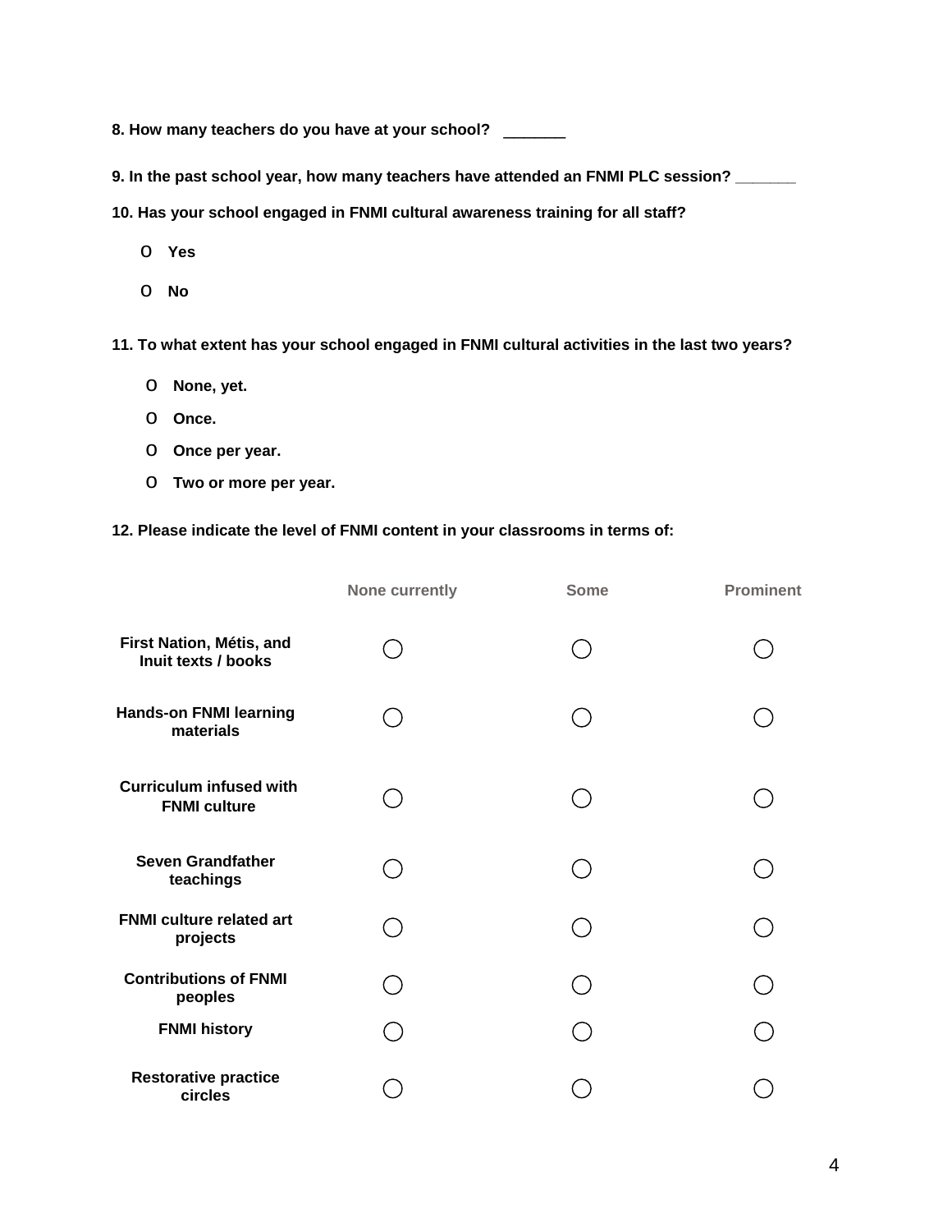**8. How many teachers do you have at your school?** _______

**9. In the past school year, how many teachers have attended an FNMI PLC session?** _______

**10. Has your school engaged in FNMI cultural awareness training for all staff?**

- o **Yes**
- o **No**

**11. To what extent has your school engaged in FNMI cultural activities in the last two years?**

- o **None, yet.**
- o **Once.**
- o **Once per year.**
- o **Two or more per year.**

**12. Please indicate the level of FNMI content in your classrooms in terms of:**

| | None currently | Some | Prominent |
|---|---|---|---|
| **First Nation, Métis, and Inuit texts / books** | ◯ | ◯ | ◯ |
| **Hands-on FNMI learning materials** | ◯ | ◯ | ◯ |
| **Curriculum infused with FNMI culture** | ◯ | ◯ | ◯ |
| **Seven Grandfather teachings** | ◯ | ◯ | ◯ |
| **FNMI culture related art projects** | ◯ | ◯ | ◯ |
| **Contributions of FNMI peoples** | ◯ | ◯ | ◯ |
| **FNMI history** | ◯ | ◯ | ◯ |
| **Restorative practice circles** | ◯ | ◯ | ◯ |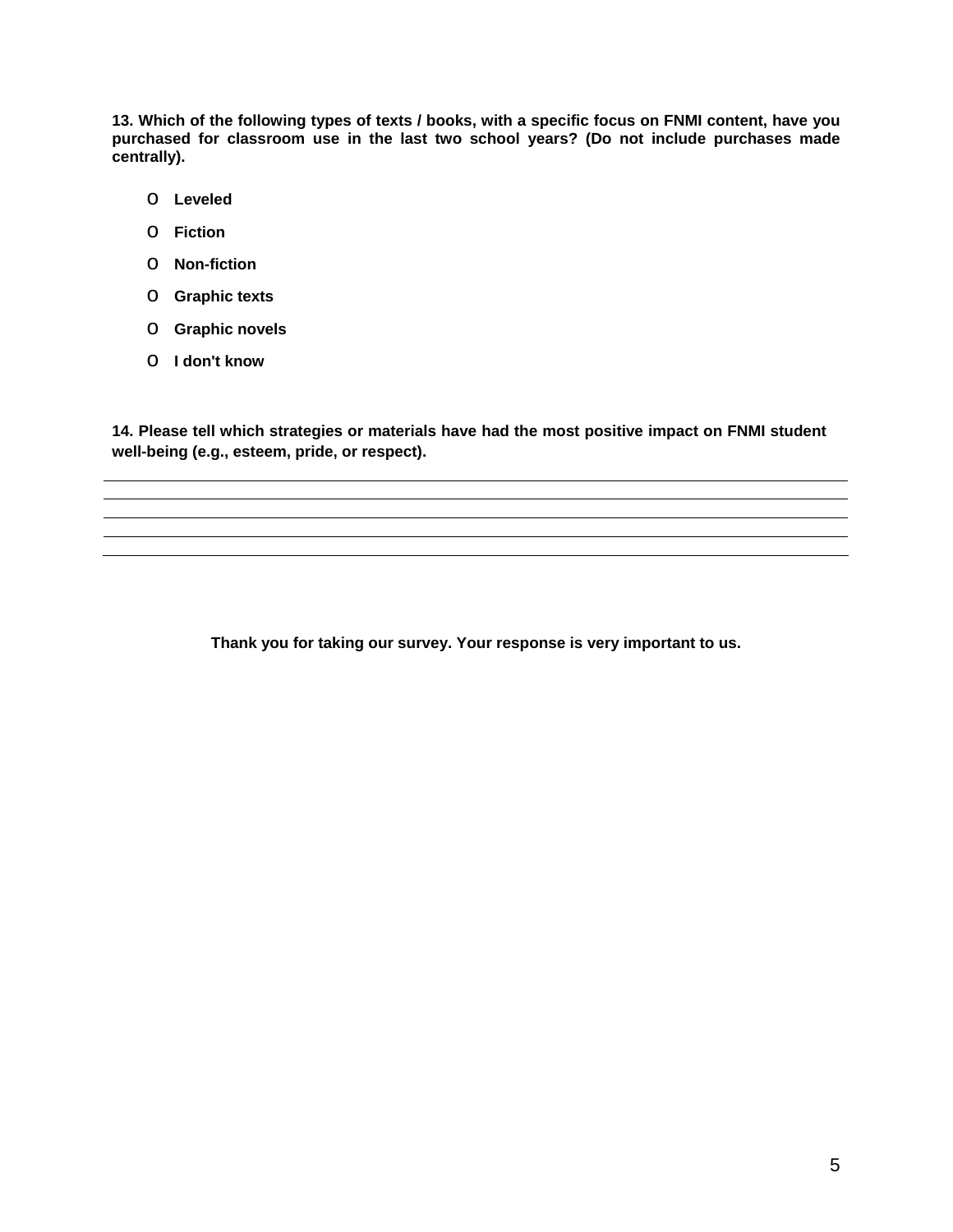**13. Which of the following types of texts / books, with a specific focus on FNMI content, have you purchased for classroom use in the last two school years? (Do not include purchases made centrally).**

- **Leveled**
- **Fiction**
- **Non-fiction**
- **Graphic texts**
- **Graphic novels**
- **I don't know**

**14. Please tell which strategies or materials have had the most positive impact on FNMI student well-being (e.g., esteem, pride, or respect).**

______________________________________________________________________________

______________________________________________________________________________

______________________________________________________________________________

______________________________________________________________________________

______________________________________________________________________________

**Thank you for taking our survey. Your response is very important to us.**